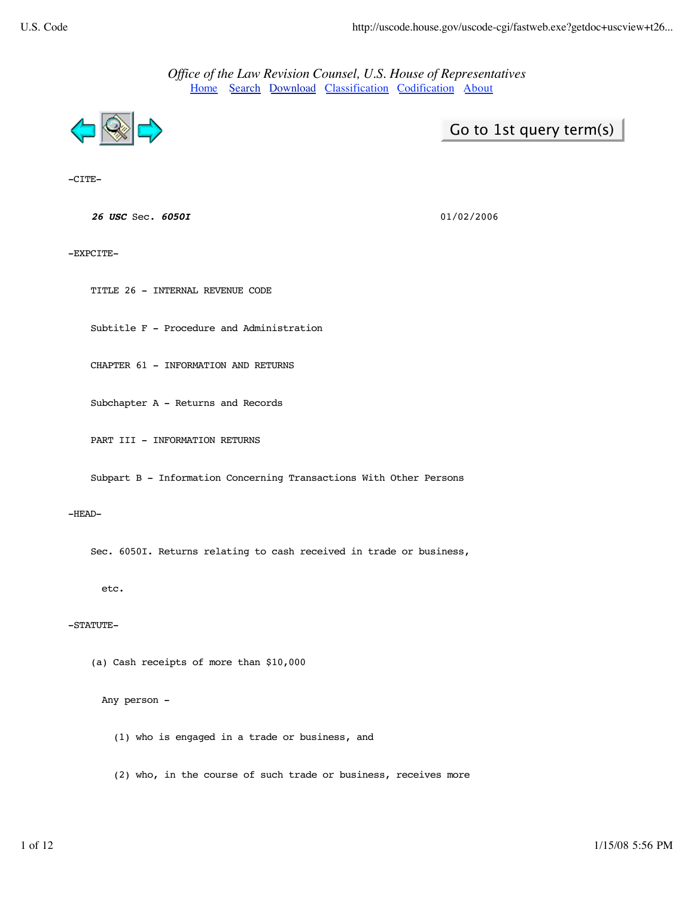# Office of the Law Revision Counsel, U.S. House of Representatives

Home Search Download Classification Codification About

Go to 1st query term(s)

-CITE-

***26 USC*** Sec. ***6050I*** 01/02/2006

-EXPCITE-

TITLE 26 - INTERNAL REVENUE CODE

Subtitle F - Procedure and Administration

CHAPTER 61 - INFORMATION AND RETURNS

Subchapter A - Returns and Records

PART III - INFORMATION RETURNS

Subpart B - Information Concerning Transactions With Other Persons

-HEAD-

Sec. 6050I. Returns relating to cash received in trade or business, etc.

-STATUTE-

(a) Cash receipts of more than $10,000

Any person -

(1) who is engaged in a trade or business, and

(2) who, in the course of such trade or business, receives more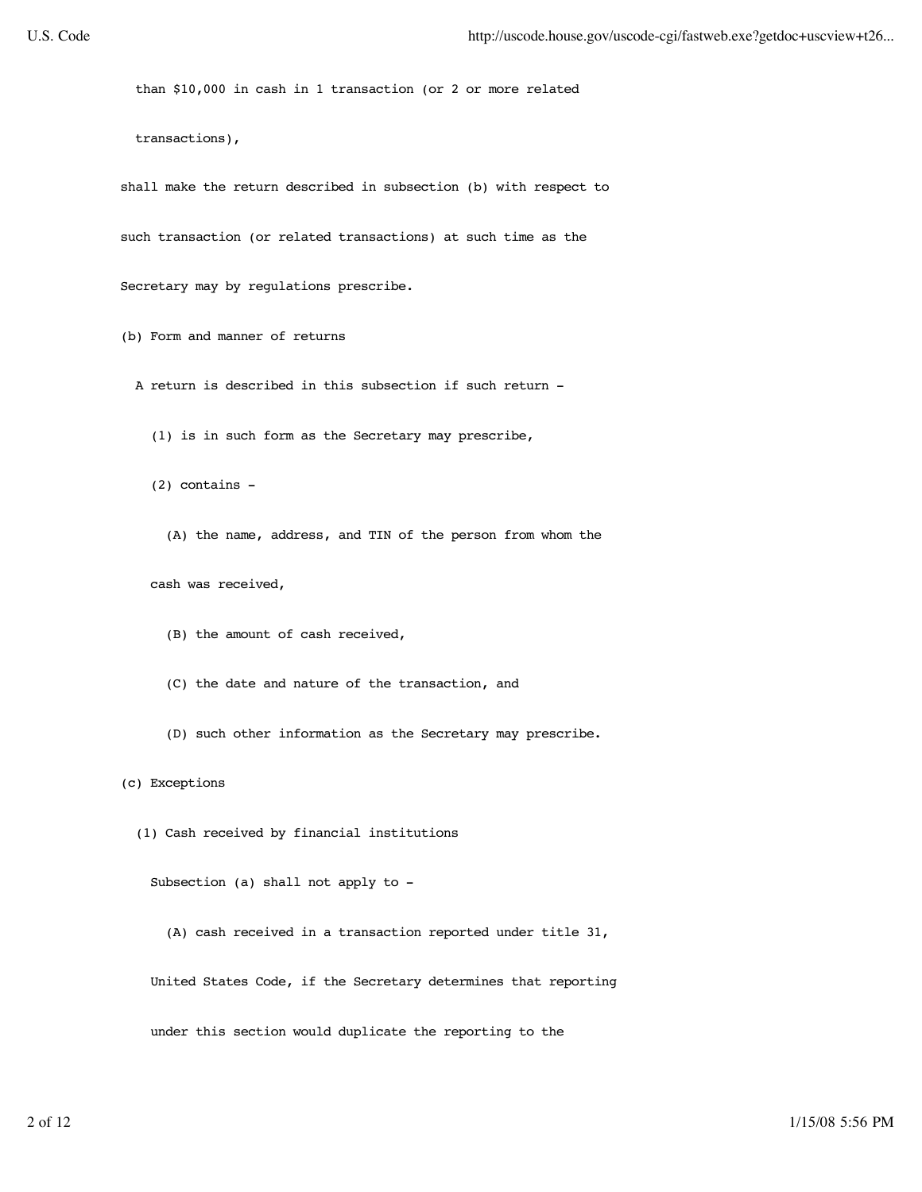than $10,000 in cash in 1 transaction (or 2 or more related transactions),

shall make the return described in subsection (b) with respect to such transaction (or related transactions) at such time as the Secretary may by regulations prescribe.

(b) Form and manner of returns

A return is described in this subsection if such return -

(1) is in such form as the Secretary may prescribe,

(2) contains -

(A) the name, address, and TIN of the person from whom the cash was received,

(B) the amount of cash received,

(C) the date and nature of the transaction, and

(D) such other information as the Secretary may prescribe.

(c) Exceptions

(1) Cash received by financial institutions

Subsection (a) shall not apply to -

(A) cash received in a transaction reported under title 31, United States Code, if the Secretary determines that reporting under this section would duplicate the reporting to the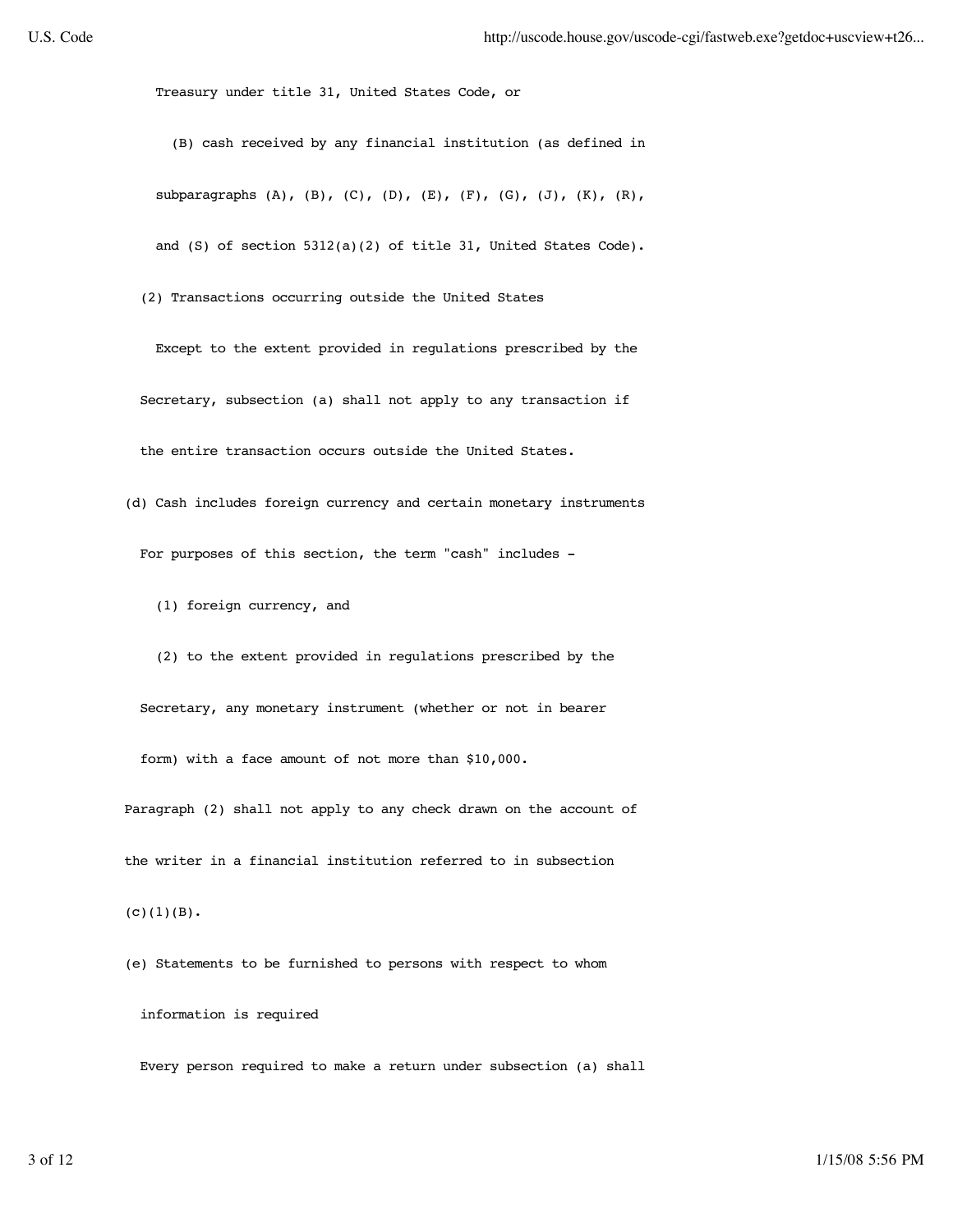Treasury under title 31, United States Code, or

(B) cash received by any financial institution (as defined in subparagraphs (A), (B), (C), (D), (E), (F), (G), (J), (K), (R), and (S) of section 5312(a)(2) of title 31, United States Code).

(2) Transactions occurring outside the United States

Except to the extent provided in regulations prescribed by the Secretary, subsection (a) shall not apply to any transaction if the entire transaction occurs outside the United States.

(d) Cash includes foreign currency and certain monetary instruments

For purposes of this section, the term "cash" includes -

(1) foreign currency, and

(2) to the extent provided in regulations prescribed by the Secretary, any monetary instrument (whether or not in bearer form) with a face amount of not more than $10,000.

Paragraph (2) shall not apply to any check drawn on the account of the writer in a financial institution referred to in subsection (c)(1)(B).

(e) Statements to be furnished to persons with respect to whom information is required

Every person required to make a return under subsection (a) shall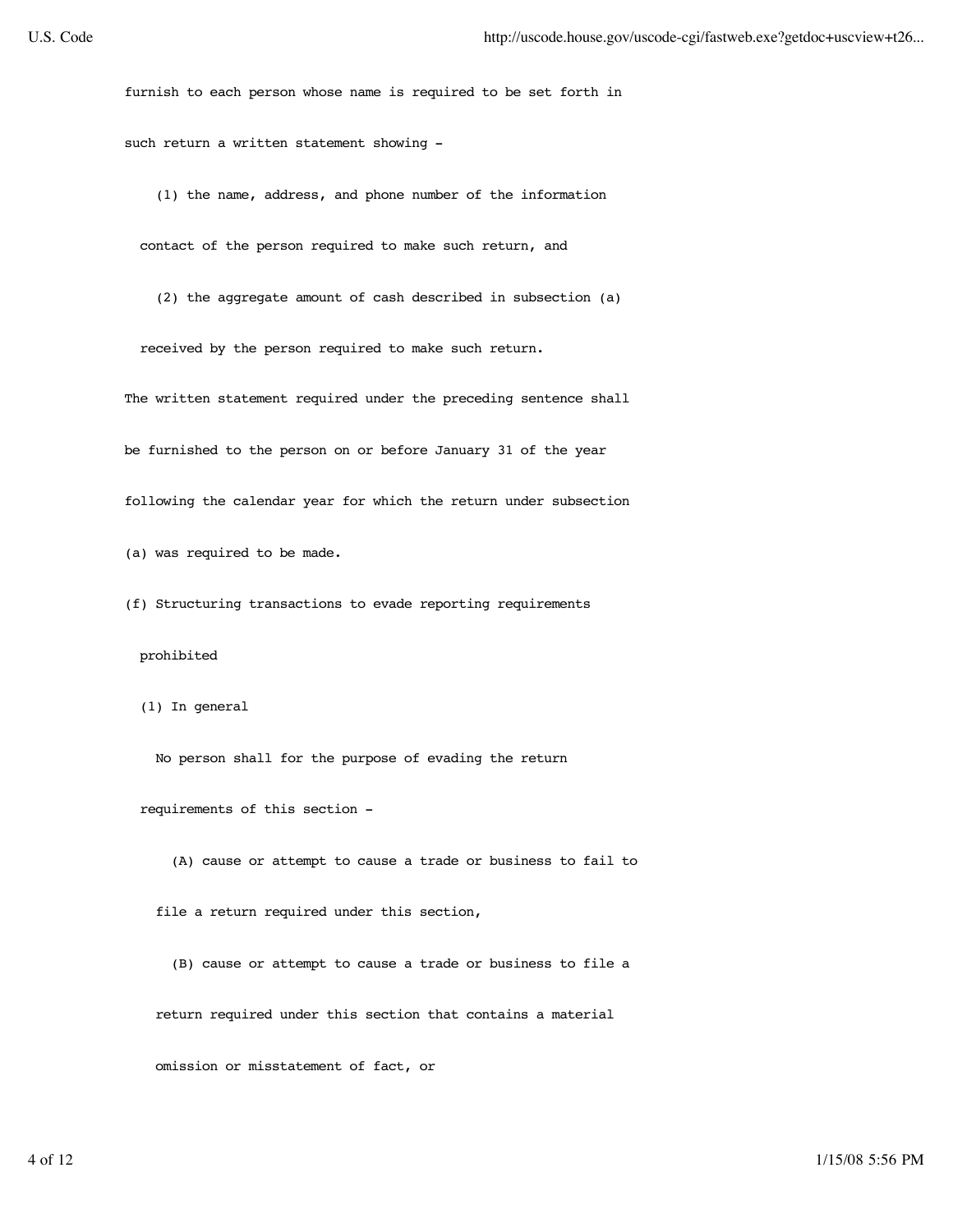furnish to each person whose name is required to be set forth in such return a written statement showing -

(1) the name, address, and phone number of the information contact of the person required to make such return, and

(2) the aggregate amount of cash described in subsection (a) received by the person required to make such return.

The written statement required under the preceding sentence shall be furnished to the person on or before January 31 of the year following the calendar year for which the return under subsection (a) was required to be made.

(f) Structuring transactions to evade reporting requirements prohibited

(1) In general

No person shall for the purpose of evading the return requirements of this section -

(A) cause or attempt to cause a trade or business to fail to file a return required under this section,

(B) cause or attempt to cause a trade or business to file a return required under this section that contains a material omission or misstatement of fact, or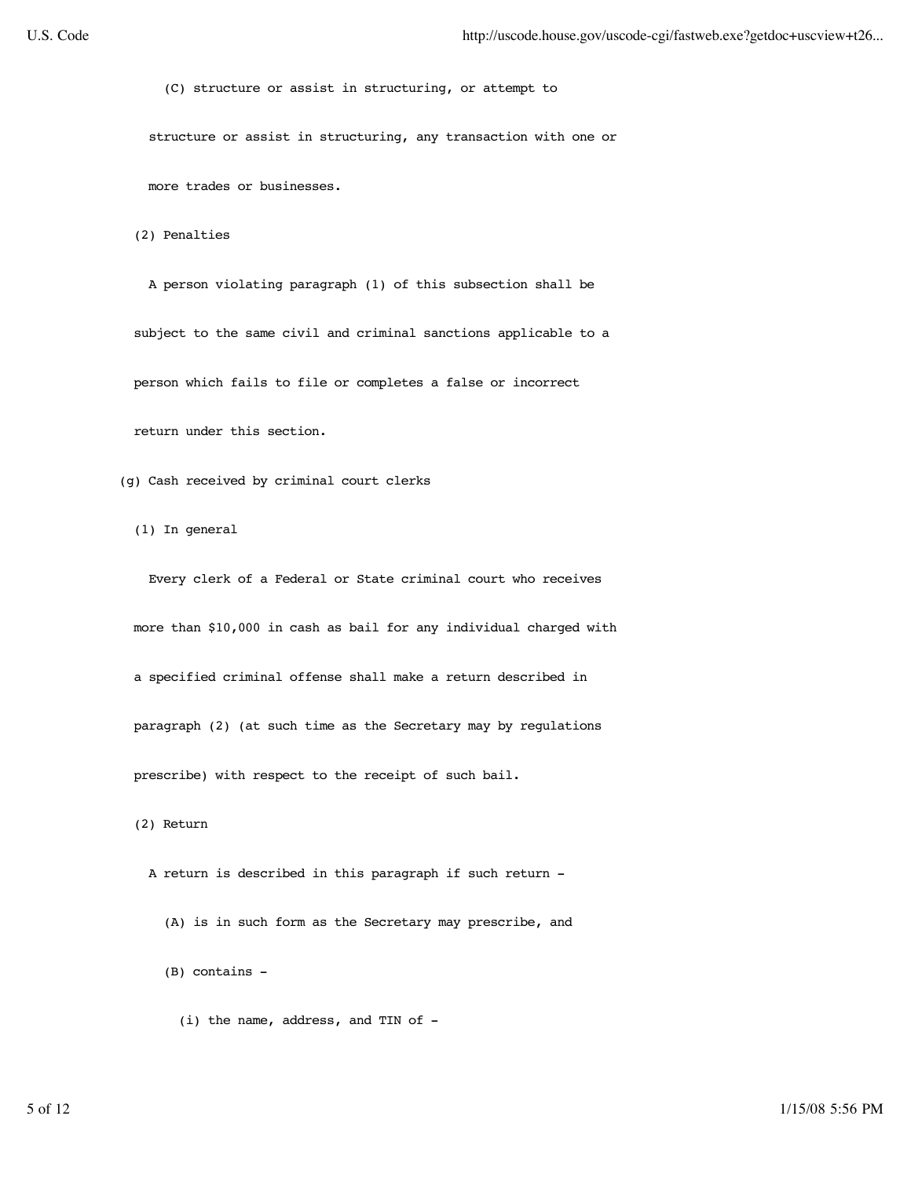(C) structure or assist in structuring, or attempt to structure or assist in structuring, any transaction with one or more trades or businesses.

(2) Penalties

A person violating paragraph (1) of this subsection shall be subject to the same civil and criminal sanctions applicable to a person which fails to file or completes a false or incorrect return under this section.

(g) Cash received by criminal court clerks

(1) In general

Every clerk of a Federal or State criminal court who receives more than $10,000 in cash as bail for any individual charged with a specified criminal offense shall make a return described in paragraph (2) (at such time as the Secretary may by regulations prescribe) with respect to the receipt of such bail.

(2) Return

A return is described in this paragraph if such return -

(A) is in such form as the Secretary may prescribe, and

(B) contains -

(i) the name, address, and TIN of -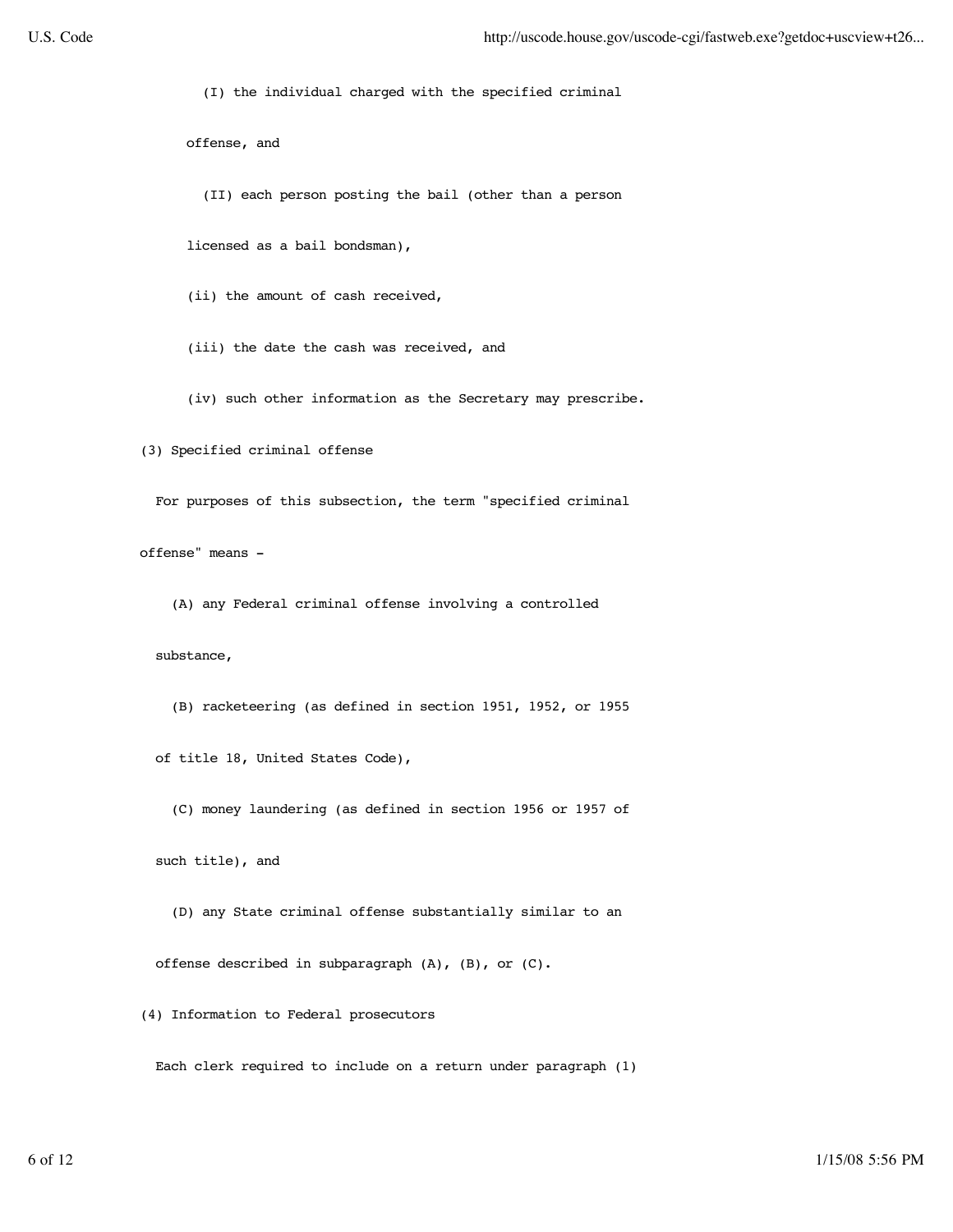(I) the individual charged with the specified criminal offense, and

(II) each person posting the bail (other than a person licensed as a bail bondsman),

(ii) the amount of cash received,

(iii) the date the cash was received, and

(iv) such other information as the Secretary may prescribe.

(3) Specified criminal offense

For purposes of this subsection, the term "specified criminal offense" means -

(A) any Federal criminal offense involving a controlled substance,

(B) racketeering (as defined in section 1951, 1952, or 1955 of title 18, United States Code),

(C) money laundering (as defined in section 1956 or 1957 of such title), and

(D) any State criminal offense substantially similar to an offense described in subparagraph (A), (B), or (C).

(4) Information to Federal prosecutors

Each clerk required to include on a return under paragraph (1)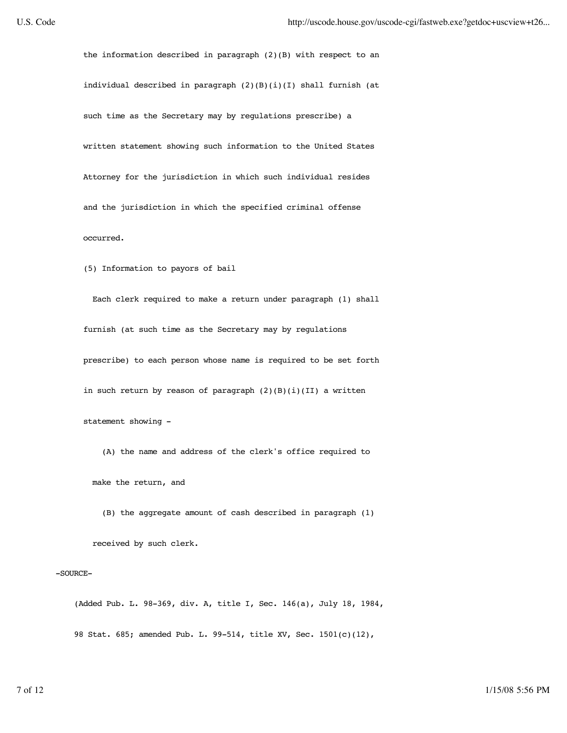the information described in paragraph (2)(B) with respect to an individual described in paragraph (2)(B)(i)(I) shall furnish (at such time as the Secretary may by regulations prescribe) a written statement showing such information to the United States Attorney for the jurisdiction in which such individual resides and the jurisdiction in which the specified criminal offense occurred.

(5) Information to payors of bail

Each clerk required to make a return under paragraph (1) shall furnish (at such time as the Secretary may by regulations prescribe) to each person whose name is required to be set forth in such return by reason of paragraph (2)(B)(i)(II) a written statement showing -

(A) the name and address of the clerk's office required to make the return, and

(B) the aggregate amount of cash described in paragraph (1) received by such clerk.

-SOURCE-

(Added Pub. L. 98-369, div. A, title I, Sec. 146(a), July 18, 1984, 98 Stat. 685; amended Pub. L. 99-514, title XV, Sec. 1501(c)(12),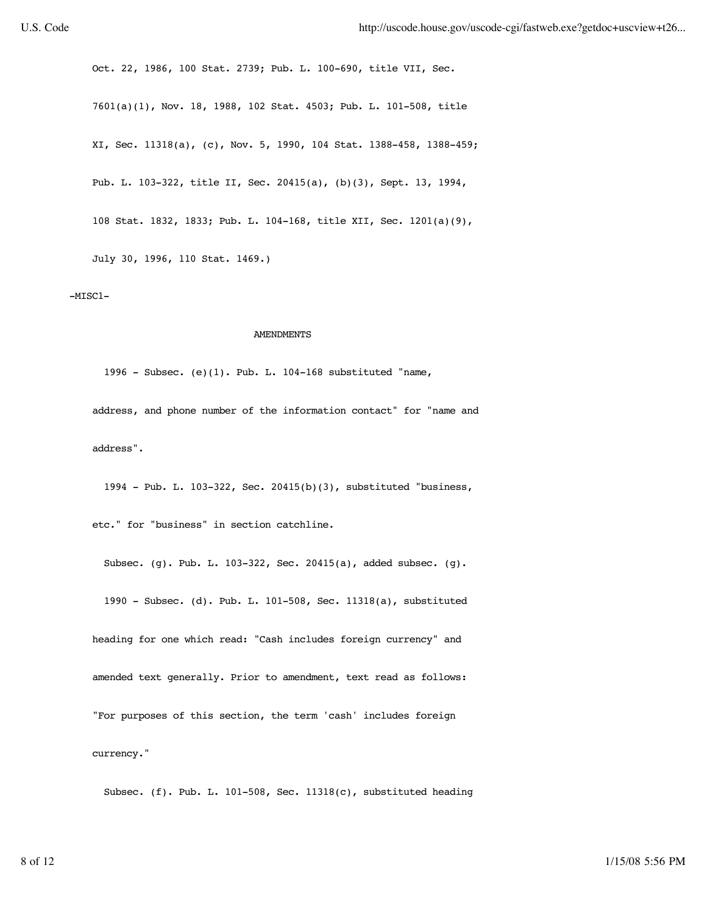Oct. 22, 1986, 100 Stat. 2739; Pub. L. 100-690, title VII, Sec. 7601(a)(1), Nov. 18, 1988, 102 Stat. 4503; Pub. L. 101-508, title XI, Sec. 11318(a), (c), Nov. 5, 1990, 104 Stat. 1388-458, 1388-459; Pub. L. 103-322, title II, Sec. 20415(a), (b)(3), Sept. 13, 1994, 108 Stat. 1832, 1833; Pub. L. 104-168, title XII, Sec. 1201(a)(9), July 30, 1996, 110 Stat. 1469.)

-MISC1-

## AMENDMENTS

1996 - Subsec. (e)(1). Pub. L. 104-168 substituted "name, address, and phone number of the information contact" for "name and address".

1994 - Pub. L. 103-322, Sec. 20415(b)(3), substituted "business, etc." for "business" in section catchline.

Subsec. (g). Pub. L. 103-322, Sec. 20415(a), added subsec. (g).

1990 - Subsec. (d). Pub. L. 101-508, Sec. 11318(a), substituted heading for one which read: "Cash includes foreign currency" and amended text generally. Prior to amendment, text read as follows: "For purposes of this section, the term 'cash' includes foreign currency."

Subsec. (f). Pub. L. 101-508, Sec. 11318(c), substituted heading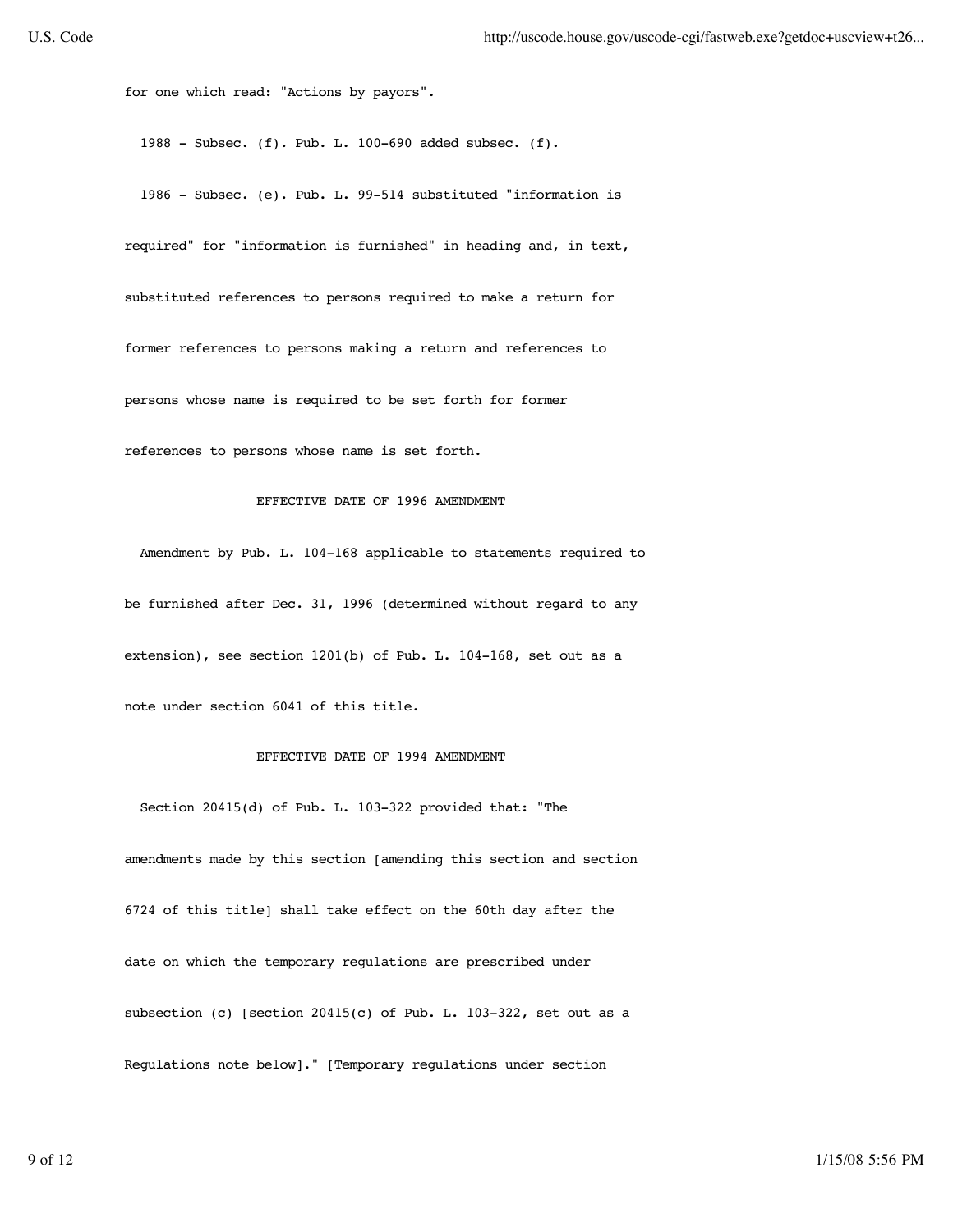for one which read: "Actions by payors".

1988 - Subsec. (f). Pub. L. 100-690 added subsec. (f).

1986 - Subsec. (e). Pub. L. 99-514 substituted "information is required" for "information is furnished" in heading and, in text, substituted references to persons required to make a return for former references to persons making a return and references to persons whose name is required to be set forth for former references to persons whose name is set forth.

### EFFECTIVE DATE OF 1996 AMENDMENT

Amendment by Pub. L. 104-168 applicable to statements required to be furnished after Dec. 31, 1996 (determined without regard to any extension), see section 1201(b) of Pub. L. 104-168, set out as a note under section 6041 of this title.

### EFFECTIVE DATE OF 1994 AMENDMENT

Section 20415(d) of Pub. L. 103-322 provided that: "The amendments made by this section [amending this section and section 6724 of this title] shall take effect on the 60th day after the date on which the temporary regulations are prescribed under subsection (c) [section 20415(c) of Pub. L. 103-322, set out as a Regulations note below]." [Temporary regulations under section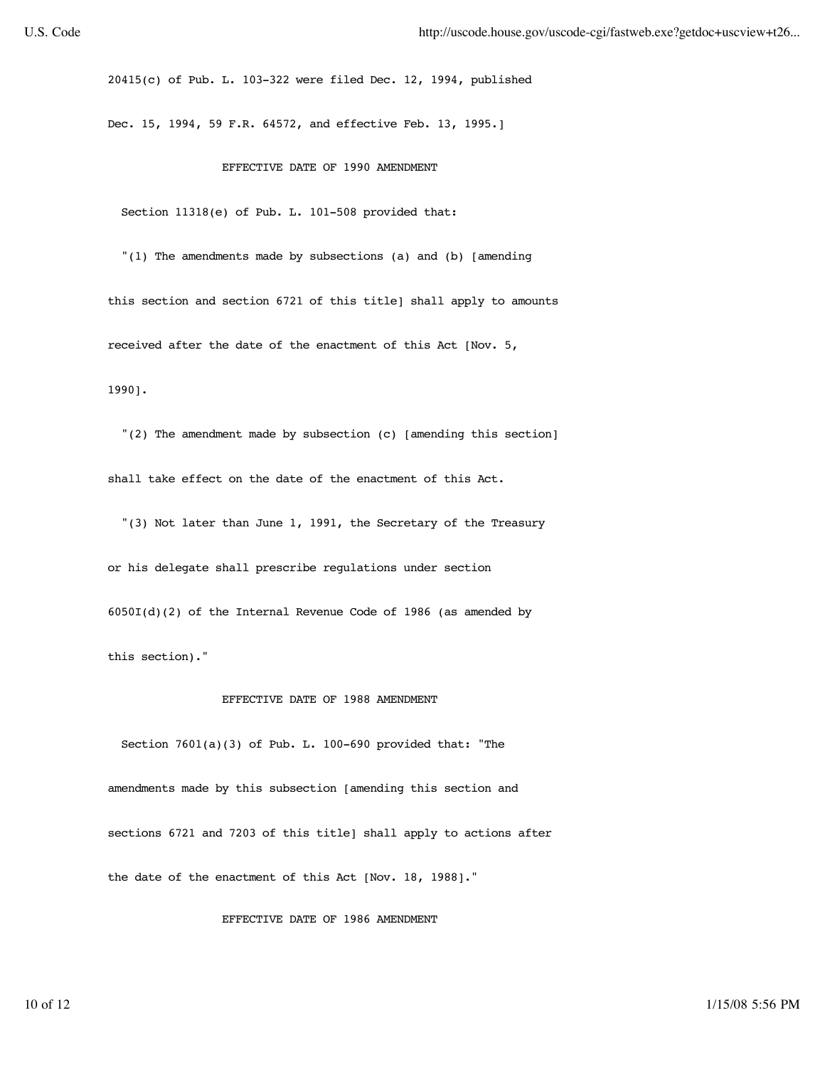20415(c) of Pub. L. 103-322 were filed Dec. 12, 1994, published Dec. 15, 1994, 59 F.R. 64572, and effective Feb. 13, 1995.]

### EFFECTIVE DATE OF 1990 AMENDMENT

Section 11318(e) of Pub. L. 101-508 provided that:

"(1) The amendments made by subsections (a) and (b) [amending this section and section 6721 of this title] shall apply to amounts received after the date of the enactment of this Act [Nov. 5, 1990].

"(2) The amendment made by subsection (c) [amending this section] shall take effect on the date of the enactment of this Act.

"(3) Not later than June 1, 1991, the Secretary of the Treasury or his delegate shall prescribe regulations under section 6050I(d)(2) of the Internal Revenue Code of 1986 (as amended by this section)."

### EFFECTIVE DATE OF 1988 AMENDMENT

Section 7601(a)(3) of Pub. L. 100-690 provided that: "The amendments made by this subsection [amending this section and sections 6721 and 7203 of this title] shall apply to actions after the date of the enactment of this Act [Nov. 18, 1988]."

### EFFECTIVE DATE OF 1986 AMENDMENT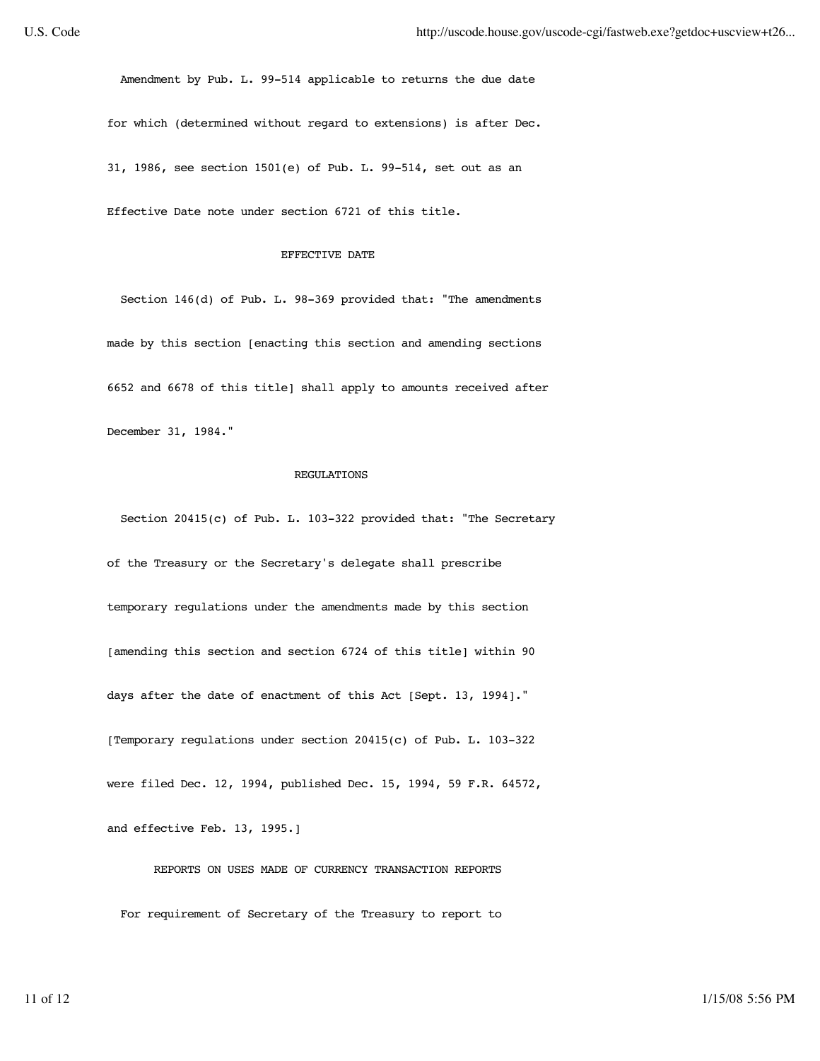Amendment by Pub. L. 99-514 applicable to returns the due date for which (determined without regard to extensions) is after Dec. 31, 1986, see section 1501(e) of Pub. L. 99-514, set out as an Effective Date note under section 6721 of this title.

## EFFECTIVE DATE

Section 146(d) of Pub. L. 98-369 provided that: "The amendments made by this section [enacting this section and amending sections 6652 and 6678 of this title] shall apply to amounts received after December 31, 1984."

## REGULATIONS

Section 20415(c) of Pub. L. 103-322 provided that: "The Secretary of the Treasury or the Secretary's delegate shall prescribe temporary regulations under the amendments made by this section [amending this section and section 6724 of this title] within 90 days after the date of enactment of this Act [Sept. 13, 1994]." [Temporary regulations under section 20415(c) of Pub. L. 103-322 were filed Dec. 12, 1994, published Dec. 15, 1994, 59 F.R. 64572, and effective Feb. 13, 1995.]

## REPORTS ON USES MADE OF CURRENCY TRANSACTION REPORTS

For requirement of Secretary of the Treasury to report to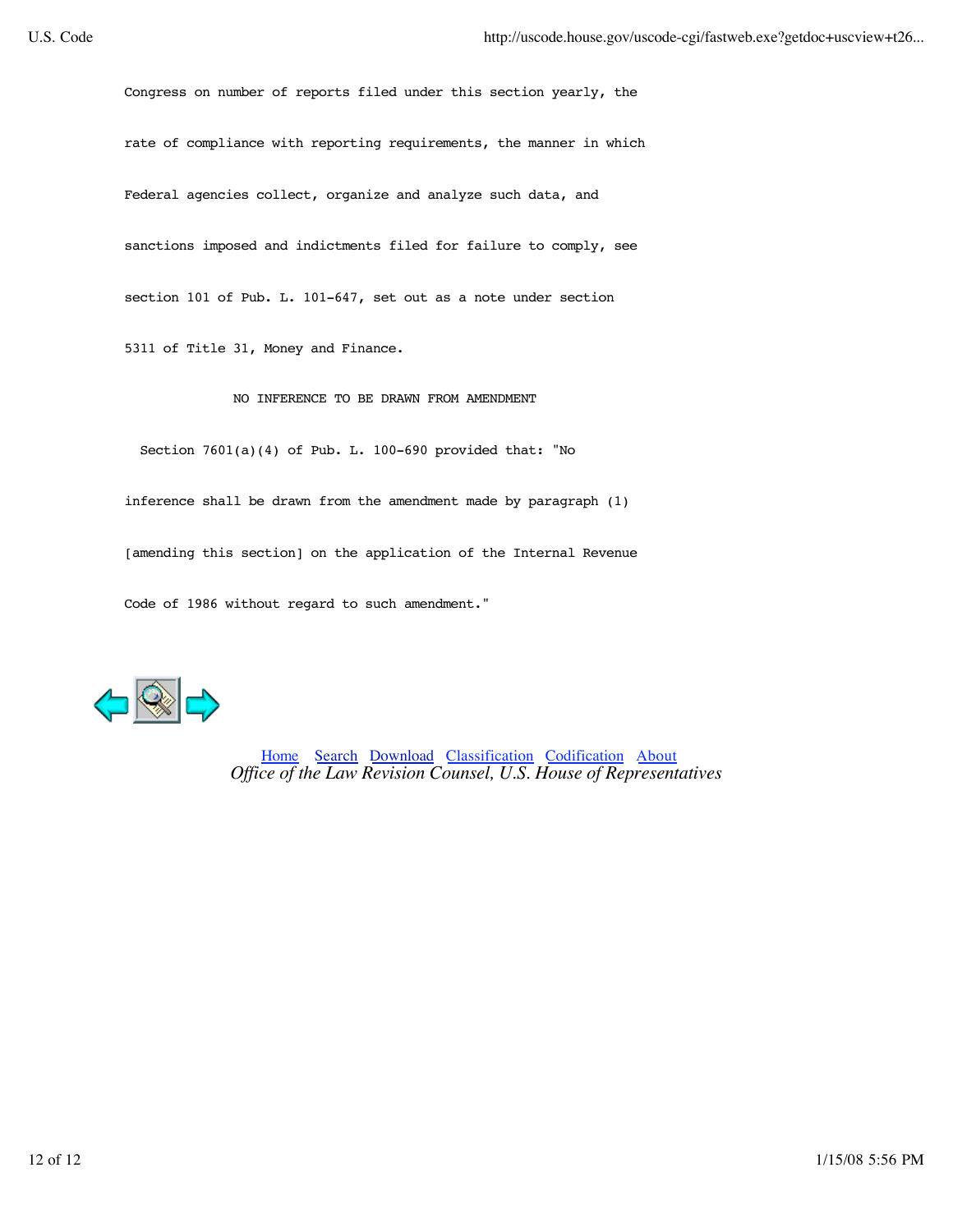Congress on number of reports filed under this section yearly, the rate of compliance with reporting requirements, the manner in which Federal agencies collect, organize and analyze such data, and sanctions imposed and indictments filed for failure to comply, see section 101 of Pub. L. 101-647, set out as a note under section 5311 of Title 31, Money and Finance.

NO INFERENCE TO BE DRAWN FROM AMENDMENT

Section 7601(a)(4) of Pub. L. 100-690 provided that: "No inference shall be drawn from the amendment made by paragraph (1) [amending this section] on the application of the Internal Revenue Code of 1986 without regard to such amendment."

Home Search Download Classification Codification About

*Office of the Law Revision Counsel, U.S. House of Representatives*